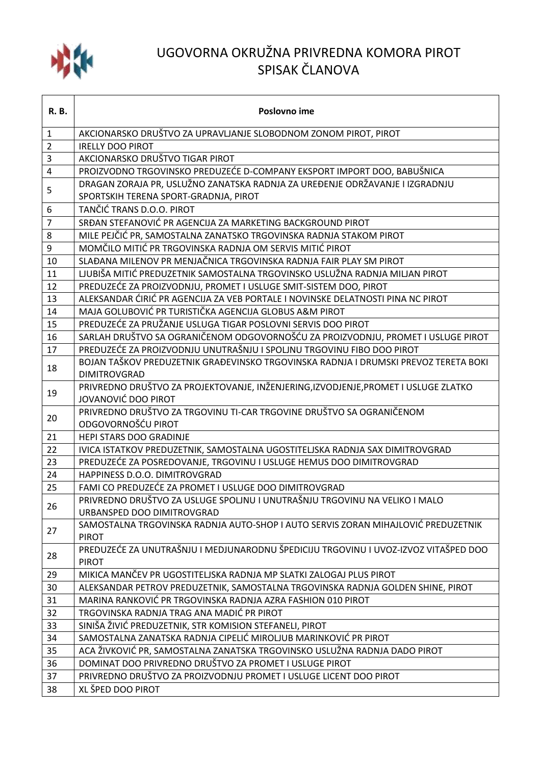# UGOVORNA OKRUŽNA PRIVREDNA KOMORA PIROT
## SPISAK ČLANOVA

| R. B. | Poslovno ime |
|---|---|
| 1 | AKCIONARSKO DRUŠTVO ZA UPRAVLJANJE SLOBODNOM ZONOM PIROT, PIROT |
| 2 | IRELLY DOO PIROT |
| 3 | AKCIONARSKO DRUŠTVO TIGAR PIROT |
| 4 | PROIZVODNO TRGOVINSKO PREDUZEĆE D-COMPANY EKSPORT IMPORT DOO, BABUŠNICA |
| 5 | DRAGAN ZORAJA PR, USLUŽNO ZANATSKA RADNJA ZA UREĐENJE ODRŽAVANJE I IZGRADNJU SPORTSKIH TERENA SPORT-GRADNJA, PIROT |
| 6 | TANČIĆ TRANS D.O.O. PIROT |
| 7 | SRĐAN STEFANOVIĆ PR AGENCIJA ZA MARKETING BACKGROUND PIROT |
| 8 | MILE PEJČIĆ PR, SAMOSTALNA ZANATSKO TRGOVINSKA RADNJA STAKOM PIROT |
| 9 | MOMČILO MITIĆ PR TRGOVINSKA RADNJA OM SERVIS MITIĆ PIROT |
| 10 | SLAĐANA MILENOV PR MENJAČNICA TRGOVINSKA RADNJA FAIR PLAY SM PIROT |
| 11 | LJUBIŠA MITIĆ PREDUZETNIK SAMOSTALNA TRGOVINSKO USLUŽNA RADNJA MILJAN PIROT |
| 12 | PREDUZEĆE ZA PROIZVODNJU, PROMET I USLUGE SMIT-SISTEM DOO, PIROT |
| 13 | ALEKSANDAR ĆIRIĆ PR AGENCIJA ZA VEB PORTALE I NOVINSKE DELATNOSTI PINA NC PIROT |
| 14 | MAJA GOLUBOVIĆ PR TURISTIČKA AGENCIJA GLOBUS A&M PIROT |
| 15 | PREDUZEĆE ZA PRUŽANJE USLUGA TIGAR POSLOVNI SERVIS DOO PIROT |
| 16 | SARLAH DRUŠTVO SA OGRANIČENOM ODGOVORNOŠĆU ZA PROIZVODNJU, PROMET I USLUGE PIROT |
| 17 | PREDUZEĆE ZA PROIZVODNJU UNUTRAŠNJU I SPOLJNU TRGOVINU FIBO DOO PIROT |
| 18 | BOJAN TAŠKOV PREDUZETNIK GRAĐEVINSKO TRGOVINSKA RADNJA I DRUMSKI PREVOZ TERETA BOKI DIMITROVGRAD |
| 19 | PRIVREDNO DRUŠTVO ZA PROJEKTOVANJE, INŽENJERING,IZVODJENJE,PROMET I USLUGE ZLATKO JOVANOVIĆ DOO PIROT |
| 20 | PRIVREDNO DRUŠTVO ZA TRGOVINU TI-CAR TRGOVINE DRUŠTVO SA OGRANIČENOM ODGOVORNOŠĆU PIROT |
| 21 | HEPI STARS DOO GRADINJE |
| 22 | IVICA ISTATKOV PREDUZETNIK, SAMOSTALNA UGOSTITELJSKA RADNJA SAX DIMITROVGRAD |
| 23 | PREDUZEĆE ZA POSREDOVANJE, TRGOVINU I USLUGE HEMUS DOO DIMITROVGRAD |
| 24 | HAPPINESS D.O.O. DIMITROVGRAD |
| 25 | FAMI CO PREDUZEĆE ZA PROMET I USLUGE DOO DIMITROVGRAD |
| 26 | PRIVREDNO DRUŠTVO ZA USLUGE SPOLJNU I UNUTRAŠNJU TRGOVINU NA VELIKO I MALO URBANSPED DOO DIMITROVGRAD |
| 27 | SAMOSTALNA TRGOVINSKA RADNJA AUTO-SHOP I AUTO SERVIS ZORAN MIHAJLOVIĆ PREDUZETNIK PIROT |
| 28 | PREDUZEĆE ZA UNUTRAŠNJU I MEDJUNARODNU ŠPEDICIJU TRGOVINU I UVOZ-IZVOZ VITAŠPED DOO PIROT |
| 29 | MIKICA MANČEV PR UGOSTITELJSKA RADNJA MP SLATKI ZALOGAJ PLUS PIROT |
| 30 | ALEKSANDAR PETROV PREDUZETNIK, SAMOSTALNA TRGOVINSKA RADNJA GOLDEN SHINE, PIROT |
| 31 | MARINA RANKOVIĆ PR TRGOVINSKA RADNJA AZRA FASHION 010 PIROT |
| 32 | TRGOVINSKA RADNJA TRAG ANA MADIĆ PR PIROT |
| 33 | SINIŠA ŽIVIĆ PREDUZETNIK, STR KOMISION STEFANELI, PIROT |
| 34 | SAMOSTALNA ZANATSKA RADNJA CIPELIĆ MIROLJUB MARINKOVIĆ PR PIROT |
| 35 | ACA ŽIVKOVIĆ PR, SAMOSTALNA ZANATSKA TRGOVINSKO USLUŽNA RADNJA DADO PIROT |
| 36 | DOMINAT DOO PRIVREDNO DRUŠTVO ZA PROMET I USLUGE PIROT |
| 37 | PRIVREDNO DRUŠTVO ZA PROIZVODNJU PROMET I USLUGE LICENT DOO PIROT |
| 38 | XL ŠPED DOO PIROT |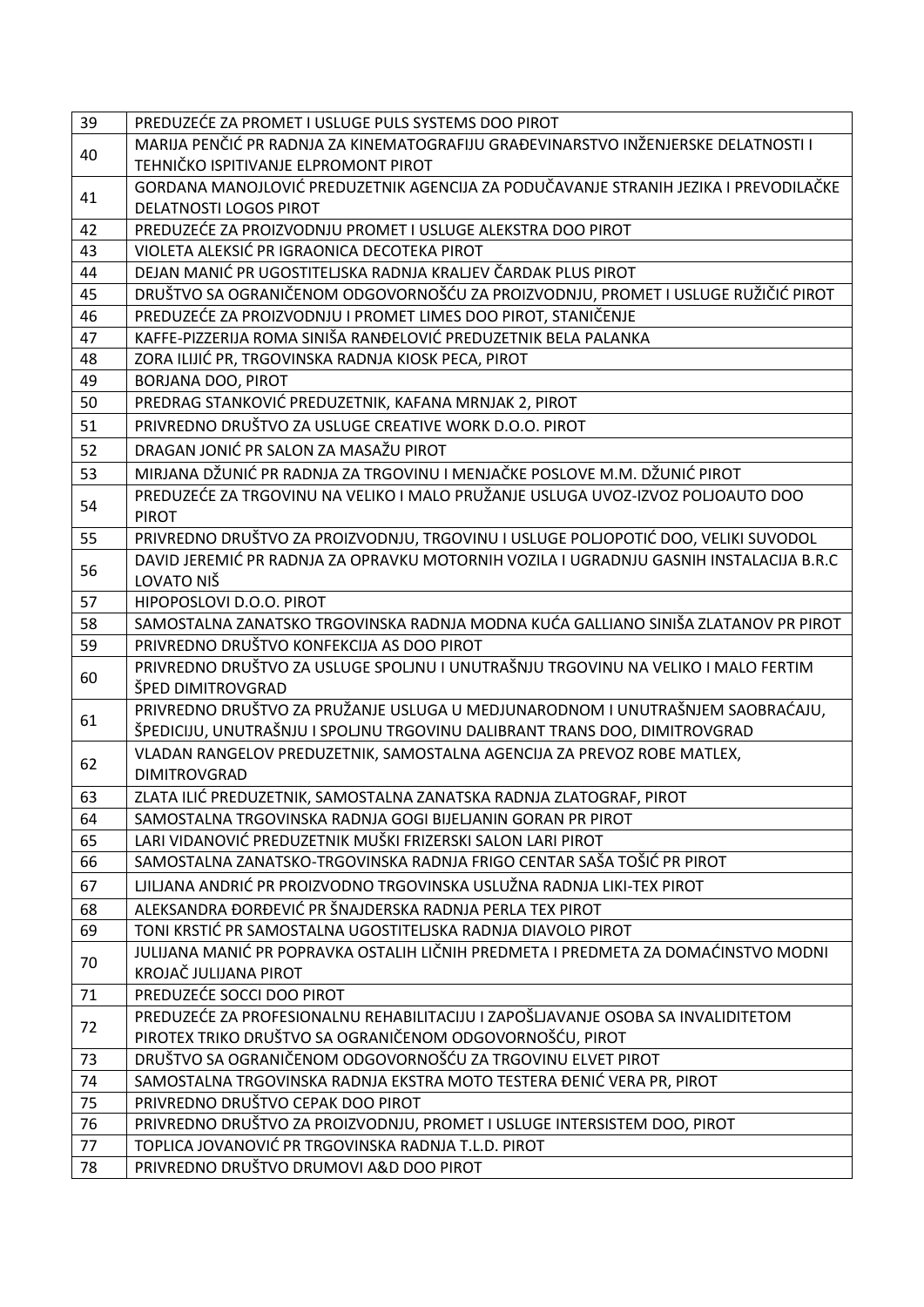| 39 | PREDUZEĆE ZA PROMET I USLUGE PULS SYSTEMS DOO PIROT |
|---|---|
| 40 | MARIJA PENČIĆ PR RADNJA ZA KINEMATOGRAFIJU GRAĐEVINARSTVO INŽENJERSKE DELATNOSTI I TEHNIČKO ISPITIVANJE ELPROMONT PIROT |
| 41 | GORDANA MANOJLOVIĆ PREDUZETNIK AGENCIJA ZA PODUČAVANJE STRANIH JEZIKA I PREVODILAČKE DELATNOSTI LOGOS PIROT |
| 42 | PREDUZEĆE ZA PROIZVODNJU PROMET I USLUGE ALEKSTRA DOO PIROT |
| 43 | VIOLETA ALEKSIĆ PR IGRAONICA DECOTEKA PIROT |
| 44 | DEJAN MANIĆ PR UGOSTITELJSKA RADNJA KRALJEV ČARDAK PLUS PIROT |
| 45 | DRUŠTVO SA OGRANIČENOM ODGOVORNOŠĆU ZA PROIZVODNJU, PROMET I USLUGE RUŽIČIĆ PIROT |
| 46 | PREDUZEĆE ZA PROIZVODNJU I PROMET LIMES DOO PIROT, STANIČENJE |
| 47 | KAFFE-PIZZERIJA ROMA SINIŠA RANĐELOVIĆ PREDUZETNIK BELA PALANKA |
| 48 | ZORA ILIJIĆ PR, TRGOVINSKA RADNJA KIOSK PECA, PIROT |
| 49 | BORJANA DOO, PIROT |
| 50 | PREDRAG STANKOVIĆ PREDUZETNIK, KAFANA MRNJAK 2, PIROT |
| 51 | PRIVREDNO DRUŠTVO ZA USLUGE CREATIVE WORK D.O.O. PIROT |
| 52 | DRAGAN JONIĆ PR SALON ZA MASAŽU PIROT |
| 53 | MIRJANA DŽUNIĆ PR RADNJA ZA TRGOVINU I MENJAČKE POSLOVE M.M. DŽUNIĆ PIROT |
| 54 | PREDUZEĆE ZA TRGOVINU NA VELIKO I MALO PRUŽANJE USLUGA UVOZ-IZVOZ POLJOAUTO DOO PIROT |
| 55 | PRIVREDNO DRUŠTVO ZA PROIZVODNJU, TRGOVINU I USLUGE POLJOPOTIĆ DOO, VELIKI SUVODOL |
| 56 | DAVID JEREMIĆ PR RADNJA ZA OPRAVKU MOTORNIH VOZILA I UGRADNJU GASNIH INSTALACIJA B.R.C LOVATO NIŠ |
| 57 | HIPOPOSLOVI D.O.O. PIROT |
| 58 | SAMOSTALNA ZANATSKO TRGOVINSKA RADNJA MODNA KUĆA GALLIANO SINIŠA ZLATANOV PR PIROT |
| 59 | PRIVREDNO DRUŠTVO KONFEKCIJA AS DOO PIROT |
| 60 | PRIVREDNO DRUŠTVO ZA USLUGE SPOLJNU I UNUTRAŠNJU TRGOVINU NA VELIKO I MALO FERTIM ŠPED DIMITROVGRAD |
| 61 | PRIVREDNO DRUŠTVO ZA PRUŽANJE USLUGA U MEDJUNARODNOM I UNUTRAŠNJEM SAOBRAĆAJU, ŠPEDICIJU, UNUTRAŠNJU I SPOLJNU TRGOVINU DALIBRANT TRANS DOO, DIMITROVGRAD |
| 62 | VLADAN RANGELOV PREDUZETNIK, SAMOSTALNA AGENCIJA ZA PREVOZ ROBE MATLEX, DIMITROVGRAD |
| 63 | ZLATA ILIĆ PREDUZETNIK, SAMOSTALNA ZANATSKA RADNJA ZLATOGRAF, PIROT |
| 64 | SAMOSTALNA TRGOVINSKA RADNJA GOGI BIJELJANIN GORAN PR PIROT |
| 65 | LARI VIDANOVIĆ PREDUZETNIK MUŠKI FRIZERSKI SALON LARI PIROT |
| 66 | SAMOSTALNA ZANATSKO-TRGOVINSKA RADNJA FRIGO CENTAR SAŠA TOŠIĆ PR PIROT |
| 67 | LJILJANA ANDRIĆ PR PROIZVODNO TRGOVINSKA USLUŽNA RADNJA LIKI-TEX PIROT |
| 68 | ALEKSANDRA ĐORĐEVIĆ PR ŠNAJDERSKA RADNJA PERLA TEX PIROT |
| 69 | TONI KRSTIĆ PR SAMOSTALNA UGOSTITELJSKA RADNJA DIAVOLO PIROT |
| 70 | JULIJANA MANIĆ PR POPRAVKA OSTALIH LIČNIH PREDMETA I PREDMETA ZA DOMAĆINSTVO MODNI KROJAČ JULIJANA PIROT |
| 71 | PREDUZEĆE SOCCI DOO PIROT |
| 72 | PREDUZEĆE ZA PROFESIONALNU REHABILITACIJU I ZAPOŠLJAVANJE OSOBA SA INVALIDITETOM PIROTEX TRIKO DRUŠTVO SA OGRANIČENOM ODGOVORNOŠĆU, PIROT |
| 73 | DRUŠTVO SA OGRANIČENOM ODGOVORNOŠĆU ZA TRGOVINU ELVET PIROT |
| 74 | SAMOSTALNA TRGOVINSKA RADNJA EKSTRA MOTO TESTERA ĐENIĆ VERA PR, PIROT |
| 75 | PRIVREDNO DRUŠTVO CEPAK DOO PIROT |
| 76 | PRIVREDNO DRUŠTVO ZA PROIZVODNJU, PROMET I USLUGE INTERSISTEM DOO, PIROT |
| 77 | TOPLICA JOVANOVIĆ PR TRGOVINSKA RADNJA T.L.D. PIROT |
| 78 | PRIVREDNO DRUŠTVO DRUMOVI A&D DOO PIROT |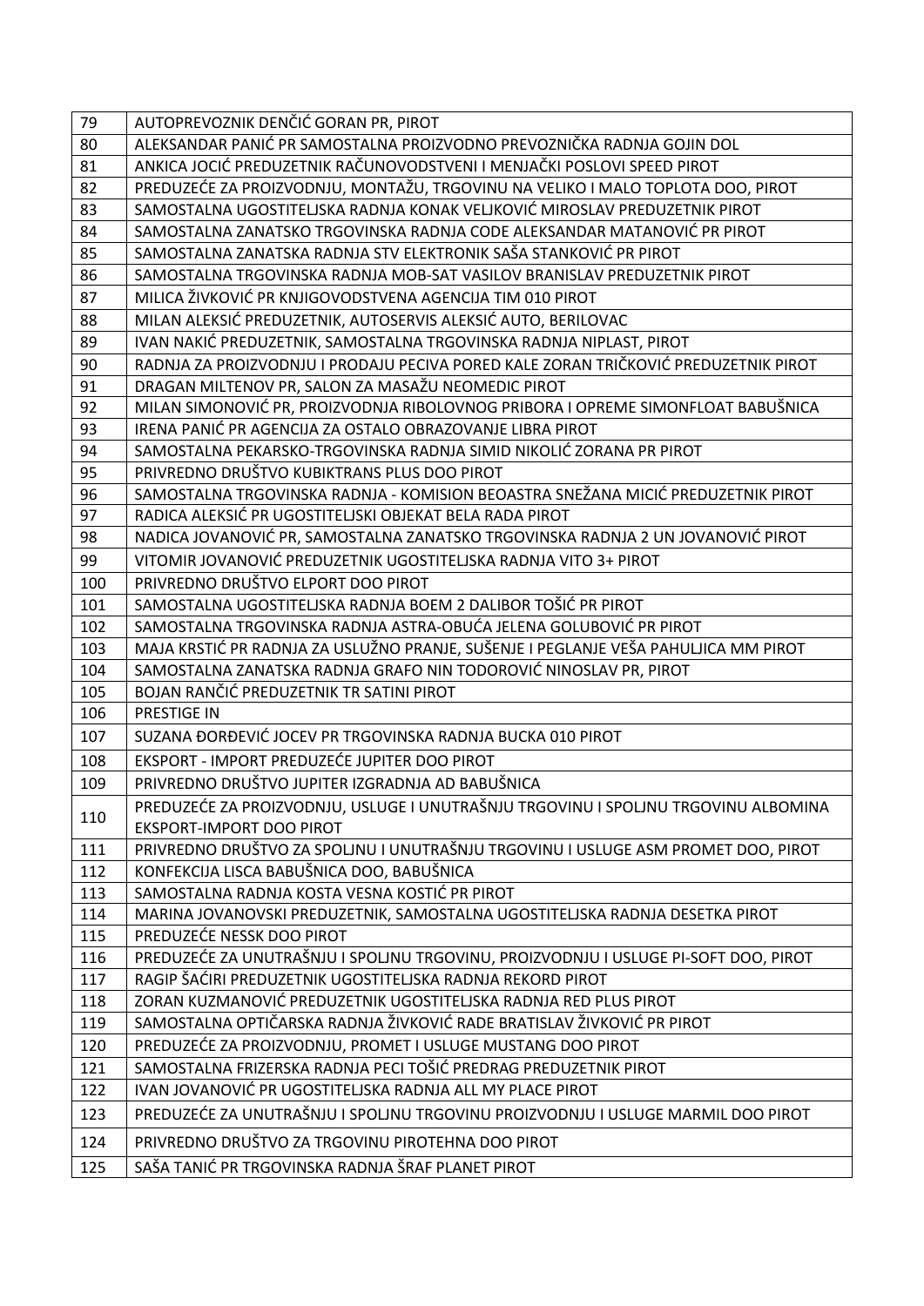| 79 | AUTOPREVOZNIK DENČIĆ GORAN PR, PIROT |
|---|---|
| 80 | ALEKSANDAR PANIĆ PR SAMOSTALNA PROIZVODNO PREVOZNIČKA RADNJA GOJIN DOL |
| 81 | ANKICA JOCIĆ PREDUZETNIK RAČUNOVODSTVENI I MENJAČKI POSLOVI SPEED PIROT |
| 82 | PREDUZEĆE ZA PROIZVODNJU, MONTAŽU, TRGOVINU NA VELIKO I MALO TOPLOTA DOO, PIROT |
| 83 | SAMOSTALNA UGOSTITELJSKA RADNJA KONAK VELJKOVIĆ MIROSLAV PREDUZETNIK PIROT |
| 84 | SAMOSTALNA ZANATSKO TRGOVINSKA RADNJA CODE ALEKSANDAR MATANOVIĆ PR PIROT |
| 85 | SAMOSTALNA ZANATSKA RADNJA STV ELEKTRONIK SAŠA STANKOVIĆ PR PIROT |
| 86 | SAMOSTALNA TRGOVINSKA RADNJA MOB-SAT VASILOV BRANISLAV PREDUZETNIK PIROT |
| 87 | MILICA ŽIVKOVIĆ PR KNJIGOVODSTVENA AGENCIJA TIM 010 PIROT |
| 88 | MILAN ALEKSIĆ PREDUZETNIK, AUTOSERVIS ALEKSIĆ AUTO, BERILOVAC |
| 89 | IVAN NAKIĆ PREDUZETNIK, SAMOSTALNA TRGOVINSKA RADNJA NIPLAST, PIROT |
| 90 | RADNJA ZA PROIZVODNJU I PRODAJU PECIVA PORED KALE ZORAN TRIČKOVIĆ PREDUZETNIK PIROT |
| 91 | DRAGAN MILTENOV PR, SALON ZA MASAŽU NEOMEDIC PIROT |
| 92 | MILAN SIMONOVIĆ PR, PROIZVODNJA RIBOLOVNOG PRIBORA I OPREME SIMONFLOAT BABUŠNICA |
| 93 | IRENA PANIĆ PR AGENCIJA ZA OSTALO OBRAZOVANJE LIBRA PIROT |
| 94 | SAMOSTALNA PEKARSKO-TRGOVINSKA RADNJA SIMID NIKOLIĆ ZORANA PR PIROT |
| 95 | PRIVREDNO DRUŠTVO KUBIKTRANS PLUS DOO PIROT |
| 96 | SAMOSTALNA TRGOVINSKA RADNJA - KOMISION BEOASTRA SNEŽANA MICIĆ PREDUZETNIK PIROT |
| 97 | RADICA ALEKSIĆ PR UGOSTITELJSKI OBJEKAT BELA RADA PIROT |
| 98 | NADICA JOVANOVIĆ PR, SAMOSTALNA ZANATSKO TRGOVINSKA RADNJA 2 UN JOVANOVIĆ PIROT |
| 99 | VITOMIR JOVANOVIĆ PREDUZETNIK UGOSTITELJSKA RADNJA VITO 3+ PIROT |
| 100 | PRIVREDNO DRUŠTVO ELPORT DOO PIROT |
| 101 | SAMOSTALNA UGOSTITELJSKA RADNJA BOEM 2 DALIBOR TOŠIĆ PR PIROT |
| 102 | SAMOSTALNA TRGOVINSKA RADNJA ASTRA-OBUĆA JELENA GOLUBOVIĆ PR PIROT |
| 103 | MAJA KRSTIĆ PR RADNJA ZA USLUŽNO PRANJE, SUŠENJE I PEGLANJE VEŠA PAHULJICA MM PIROT |
| 104 | SAMOSTALNA ZANATSKA RADNJA GRAFO NIN TODOROVIĆ NINOSLAV PR, PIROT |
| 105 | BOJAN RANČIĆ PREDUZETNIK TR SATINI PIROT |
| 106 | PRESTIGE IN |
| 107 | SUZANA ĐORĐEVIĆ JOCEV PR TRGOVINSKA RADNJA BUCKA 010 PIROT |
| 108 | EKSPORT - IMPORT PREDUZEĆE JUPITER DOO PIROT |
| 109 | PRIVREDNO DRUŠTVO JUPITER IZGRADNJA AD BABUŠNICA |
| 110 | PREDUZEĆE ZA PROIZVODNJU, USLUGE I UNUTRAŠNJU TRGOVINU I SPOLJNU TRGOVINU ALBOMINA EKSPORT-IMPORT DOO PIROT |
| 111 | PRIVREDNO DRUŠTVO ZA SPOLJNU I UNUTRAŠNJU TRGOVINU I USLUGE ASM PROMET DOO, PIROT |
| 112 | KONFEKCIJA LISCA BABUŠNICA DOO, BABUŠNICA |
| 113 | SAMOSTALNA RADNJA KOSTA VESNA KOSTIĆ PR PIROT |
| 114 | MARINA JOVANOVSKI PREDUZETNIK, SAMOSTALNA UGOSTITELJSKA RADNJA DESETKA PIROT |
| 115 | PREDUZEĆE NESSK DOO PIROT |
| 116 | PREDUZEĆE ZA UNUTRAŠNJU I SPOLJNU TRGOVINU, PROIZVODNJU I USLUGE PI-SOFT DOO, PIROT |
| 117 | RAGIP ŠAĆIRI PREDUZETNIK UGOSTITELJSKA RADNJA REKORD PIROT |
| 118 | ZORAN KUZMANOVIĆ PREDUZETNIK UGOSTITELJSKA RADNJA RED PLUS PIROT |
| 119 | SAMOSTALNA OPTIČARSKA RADNJA ŽIVKOVIĆ RADE BRATISLAV ŽIVKOVIĆ PR PIROT |
| 120 | PREDUZEĆE ZA PROIZVODNJU, PROMET I USLUGE MUSTANG DOO PIROT |
| 121 | SAMOSTALNA FRIZERSKA RADNJA PECI TOŠIĆ PREDRAG PREDUZETNIK PIROT |
| 122 | IVAN JOVANOVIĆ PR UGOSTITELJSKA RADNJA ALL MY PLACE PIROT |
| 123 | PREDUZEĆE ZA UNUTRAŠNJU I SPOLJNU TRGOVINU PROIZVODNJU I USLUGE MARMIL DOO PIROT |
| 124 | PRIVREDNO DRUŠTVO ZA TRGOVINU PIROTEHNA DOO PIROT |
| 125 | SAŠA TANIĆ PR TRGOVINSKA RADNJA ŠRAF PLANET PIROT |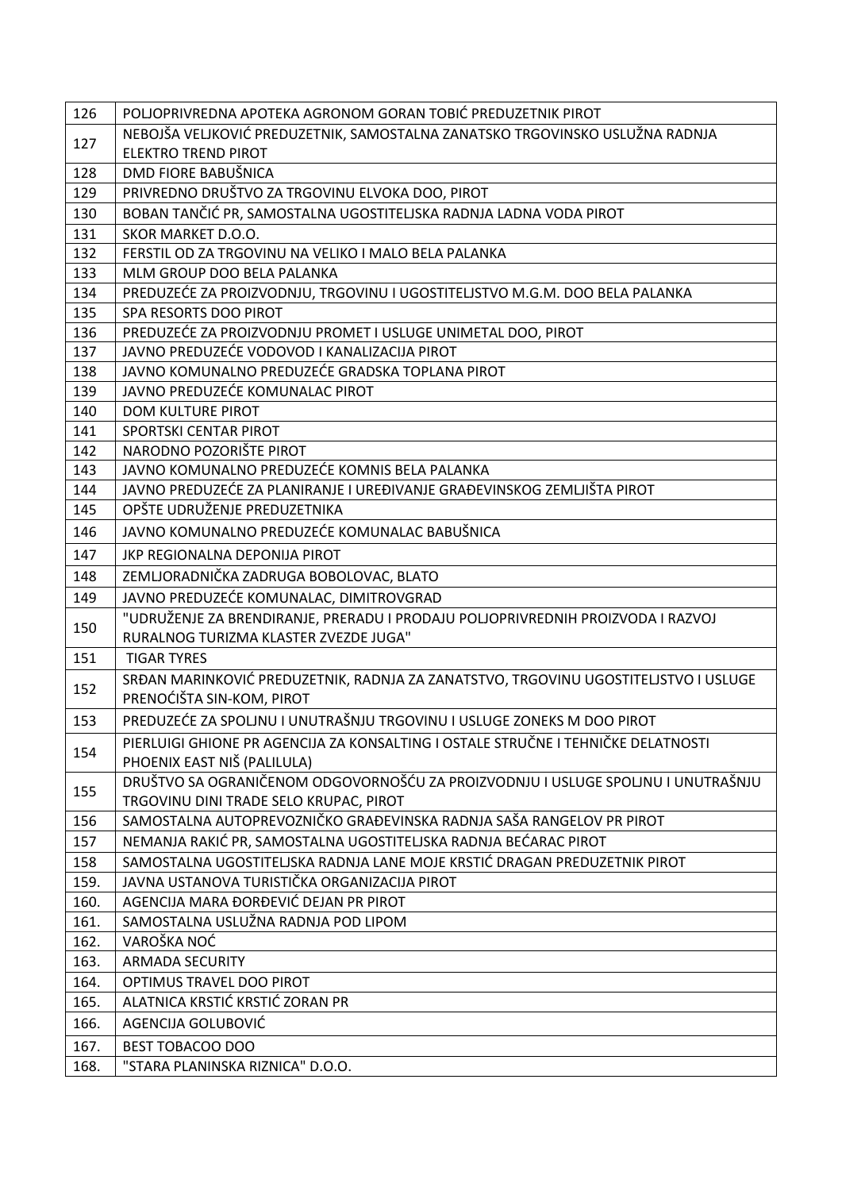| | |
|---|---|
| 126 | POLJOPRIVREDNA APOTEKA AGRONOM GORAN TOBIĆ PREDUZETNIK PIROT |
| 127 | NEBOJŠA VELJKOVIĆ PREDUZETNIK, SAMOSTALNA ZANATSKO TRGOVINSKO USLUŽNA RADNJA ELEKTRO TREND PIROT |
| 128 | DMD FIORE BABUŠNICA |
| 129 | PRIVREDNO DRUŠTVO ZA TRGOVINU ELVOKA DOO, PIROT |
| 130 | BOBAN TANČIĆ PR, SAMOSTALNA UGOSTITELJSKA RADNJA LADNA VODA PIROT |
| 131 | SKOR MARKET D.O.O. |
| 132 | FERSTIL OD ZA TRGOVINU NA VELIKO I MALO BELA PALANKA |
| 133 | MLM GROUP DOO BELA PALANKA |
| 134 | PREDUZEĆE ZA PROIZVODNJU, TRGOVINU I UGOSTITELJSTVO M.G.M. DOO BELA PALANKA |
| 135 | SPA RESORTS DOO PIROT |
| 136 | PREDUZEĆE ZA PROIZVODNJU PROMET I USLUGE UNIMETAL DOO, PIROT |
| 137 | JAVNO PREDUZEĆE VODOVOD I KANALIZACIJA PIROT |
| 138 | JAVNO KOMUNALNO PREDUZEĆE GRADSKA TOPLANA PIROT |
| 139 | JAVNO PREDUZEĆE KOMUNALAC PIROT |
| 140 | DOM KULTURE PIROT |
| 141 | SPORTSKI CENTAR PIROT |
| 142 | NARODNO POZORIŠTE PIROT |
| 143 | JAVNO KOMUNALNO PREDUZEĆE KOMNIS BELA PALANKA |
| 144 | JAVNO PREDUZEĆE ZA PLANIRANJE I UREĐIVANJE GRAĐEVINSKOG ZEMLJIŠTA PIROT |
| 145 | OPŠTE UDRUŽENJE PREDUZETNIKA |
| 146 | JAVNO KOMUNALNO PREDUZEĆE KOMUNALAC BABUŠNICA |
| 147 | JKP REGIONALNA DEPONIJA PIROT |
| 148 | ZEMLJORADNIČKA ZADRUGA BOBOLOVAC, BLATO |
| 149 | JAVNO PREDUZEĆE KOMUNALAC, DIMITROVGRAD |
| 150 | "UDRUŽENJE ZA BRENDIRANJE, PRERADU I PRODAJU POLJOPRIVREDNIH PROIZVODA I RAZVOJ RURALNOG TURIZMA KLASTER ZVEZDE JUGA" |
| 151 | TIGAR TYRES |
| 152 | SRĐAN MARINKOVIĆ PREDUZETNIK, RADNJA ZA ZANATSTVO, TRGOVINU UGOSTITELJSTVO I USLUGE PRENOĆIŠTA SIN-KOM, PIROT |
| 153 | PREDUZEĆE ZA SPOLJNU I UNUTRAŠNJU TRGOVINU I USLUGE ZONEKS M DOO PIROT |
| 154 | PIERLUIGI GHIONE PR AGENCIJA ZA KONSALTING I OSTALE STRUČNE I TEHNIČKE DELATNOSTI PHOENIX EAST NIŠ (PALILULA) |
| 155 | DRUŠTVO SA OGRANIČENOM ODGOVORNOŠĆU ZA PROIZVODNJU I USLUGE SPOLJNU I UNUTRAŠNJU TRGOVINU DINI TRADE SELO KRUPAC, PIROT |
| 156 | SAMOSTALNA AUTOPREVOZNIČKO GRAĐEVINSKA RADNJA SAŠA RANGELOV PR PIROT |
| 157 | NEMANJA RAKIĆ PR, SAMOSTALNA UGOSTITELJSKA RADNJA BEĆARAC PIROT |
| 158 | SAMOSTALNA UGOSTITELJSKA RADNJA LANE MOJE KRSTIĆ DRAGAN PREDUZETNIK PIROT |
| 159. | JAVNA USTANOVA TURISTIČKA ORGANIZACIJA PIROT |
| 160. | AGENCIJA MARA ĐORĐEVIĆ DEJAN PR PIROT |
| 161. | SAMOSTALNA USLUŽNA RADNJA POD LIPOM |
| 162. | VAROŠKA NOĆ |
| 163. | ARMADA SECURITY |
| 164. | OPTIMUS TRAVEL DOO PIROT |
| 165. | ALATNICA KRSTIĆ KRSTIĆ ZORAN PR |
| 166. | AGENCIJA GOLUBOVIĆ |
| 167. | BEST TOBACOO DOO |
| 168. | "STARA PLANINSKA RIZNICA" D.O.O. |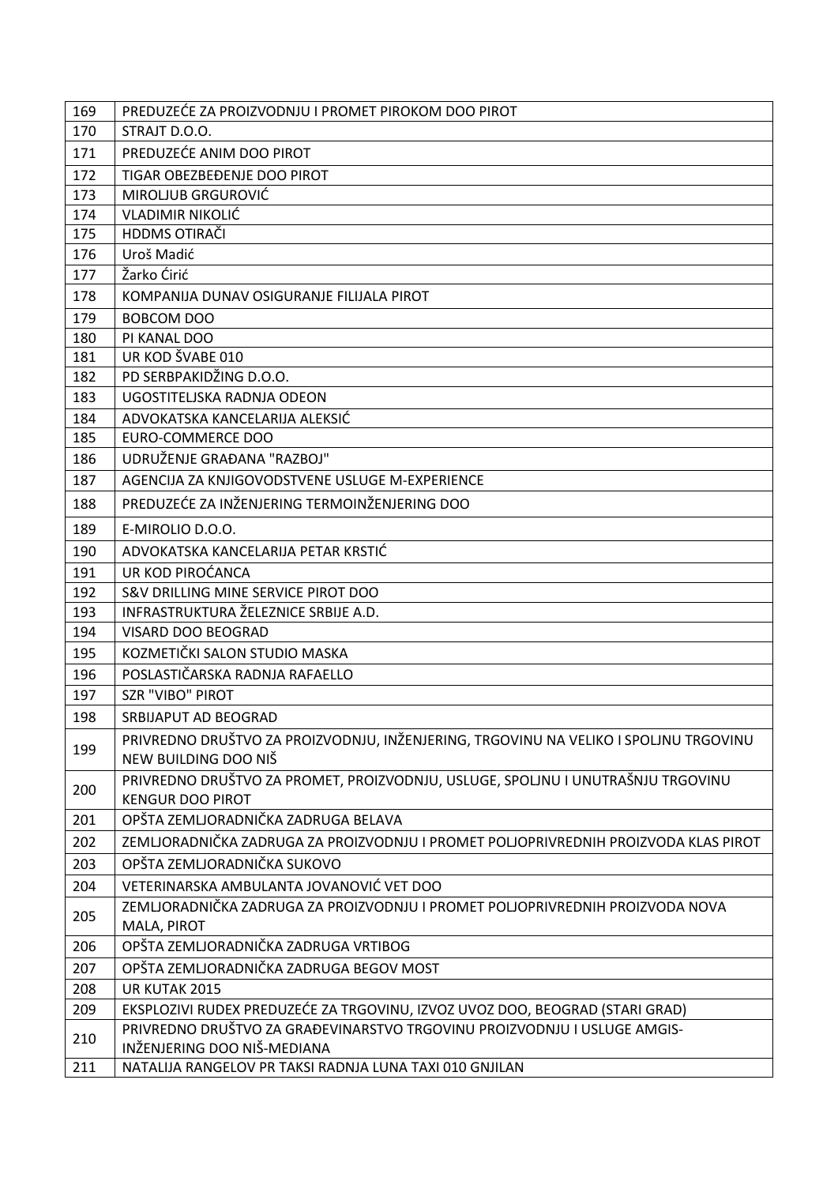| 169 | PREDUZEĆE ZA PROIZVODNJU I PROMET PIROKOM DOO PIROT |
|---|---|
| 170 | STRAJT D.O.O. |
| 171 | PREDUZEĆE ANIM DOO PIROT |
| 172 | TIGAR OBEZBEĐENJE DOO PIROT |
| 173 | MIROLJUB GRGUROVIĆ |
| 174 | VLADIMIR NIKOLIĆ |
| 175 | HDDMS OTIRAČI |
| 176 | Uroš Madić |
| 177 | Žarko Ćirić |
| 178 | KOMPANIJA DUNAV OSIGURANJE FILIJALA PIROT |
| 179 | BOBCOM DOO |
| 180 | PI KANAL DOO |
| 181 | UR KOD ŠVABE 010 |
| 182 | PD SERBPAKIDŽING D.O.O. |
| 183 | UGOSTITELJSKA RADNJA ODEON |
| 184 | ADVOKATSKA KANCELARIJA ALEKSIĆ |
| 185 | EURO-COMMERCE DOO |
| 186 | UDRUŽENJE GRAĐANA "RAZBOJ" |
| 187 | AGENCIJA ZA KNJIGOVODSTVENE USLUGE M-EXPERIENCE |
| 188 | PREDUZEĆE ZA INŽENJERING TERMOINŽENJERING DOO |
| 189 | E-MIROLIO D.O.O. |
| 190 | ADVOKATSKA KANCELARIJA PETAR KRSTIĆ |
| 191 | UR KOD PIROĆANCA |
| 192 | S&V DRILLING MINE SERVICE PIROT DOO |
| 193 | INFRASTRUKTURA ŽELEZNICE SRBIJE A.D. |
| 194 | VISARD DOO BEOGRAD |
| 195 | KOZMETIČKI SALON STUDIO MASKA |
| 196 | POSLASTIČARSKA RADNJA RAFAELLO |
| 197 | SZR "VIBO" PIROT |
| 198 | SRBIJAPUT AD BEOGRAD |
| 199 | PRIVREDNO DRUŠTVO ZA PROIZVODNJU, INŽENJERING, TRGOVINU NA VELIKO I SPOLJNU TRGOVINU NEW BUILDING DOO NIŠ |
| 200 | PRIVREDNO DRUŠTVO ZA PROMET, PROIZVODNJU, USLUGE, SPOLJNU I UNUTRAŠNJU TRGOVINU KENGUR DOO PIROT |
| 201 | OPŠTA ZEMLJORADNIČKA ZADRUGA BELAVA |
| 202 | ZEMLJORADNIČKA ZADRUGA ZA PROIZVODNJU I PROMET POLJOPRIVREDNIH PROIZVODA KLAS PIROT |
| 203 | OPŠTA ZEMLJORADNIČKA SUKOVO |
| 204 | VETERINARSKA AMBULANTA JOVANOVIĆ VET DOO |
| 205 | ZEMLJORADNIČKA ZADRUGA ZA PROIZVODNJU I PROMET POLJOPRIVREDNIH PROIZVODA NOVA MALA, PIROT |
| 206 | OPŠTA ZEMLJORADNIČKA ZADRUGA VRTIBOG |
| 207 | OPŠTA ZEMLJORADNIČKA ZADRUGA BEGOV MOST |
| 208 | UR KUTAK 2015 |
| 209 | EKSPLOZIVI RUDEX PREDUZEĆE ZA TRGOVINU, IZVOZ UVOZ DOO, BEOGRAD (STARI GRAD) |
| 210 | PRIVREDNO DRUŠTVO ZA GRAĐEVINARSTVO TRGOVINU PROIZVODNJU I USLUGE AMGIS-INŽENJERING DOO NIŠ-MEDIANA |
| 211 | NATALIJA RANGELOV PR TAKSI RADNJA LUNA TAXI 010 GNJILAN |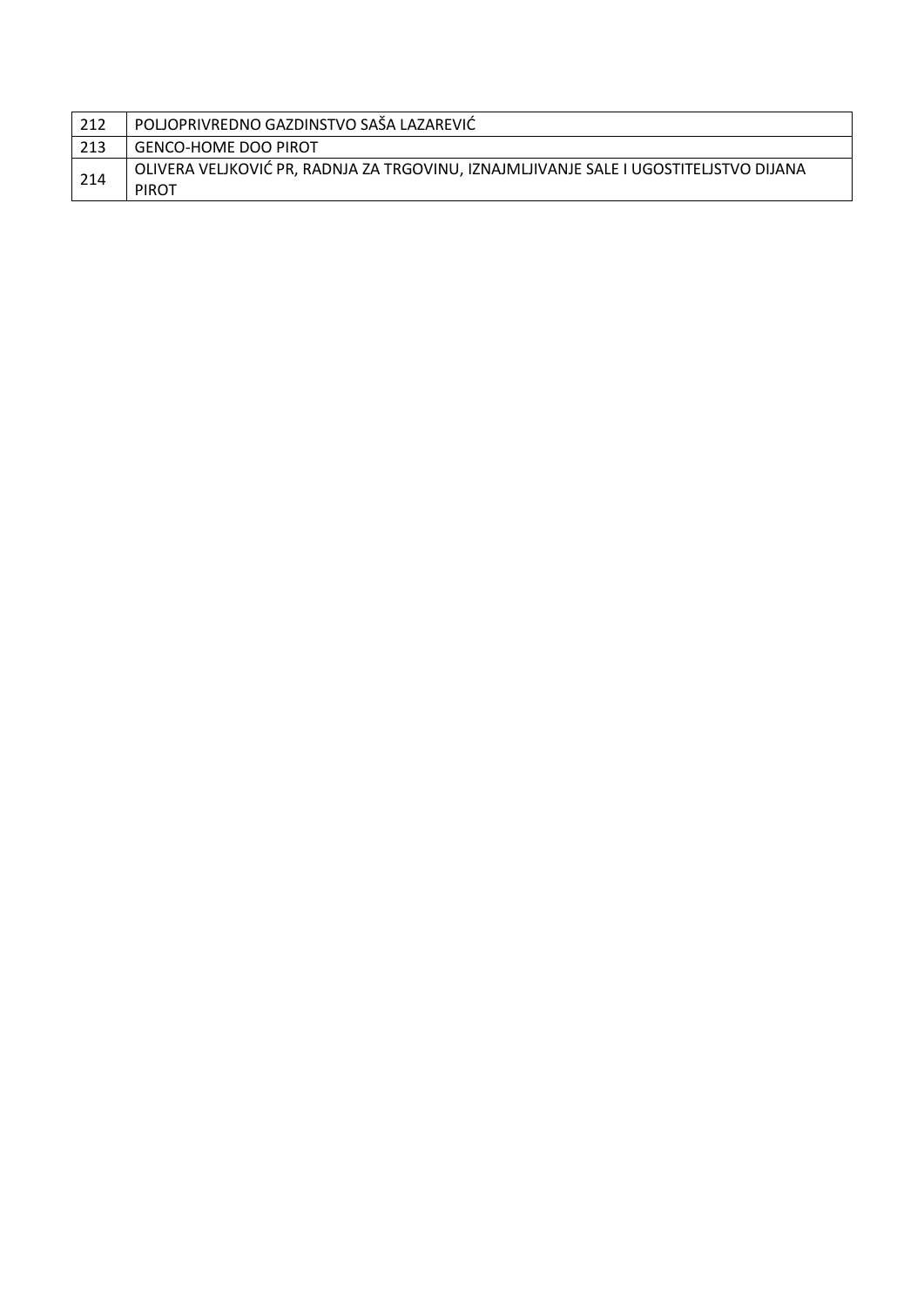| | |
|---|---|
| 212 | POLJOPRIVREDNO GAZDINSTVO SAŠA LAZAREVIĆ |
| 213 | GENCO-HOME DOO PIROT |
| 214 | OLIVERA VELJKOVIĆ PR, RADNJA ZA TRGOVINU, IZNAJMLJIVANJE SALE I UGOSTITELJSTVO DIJANA PIROT |